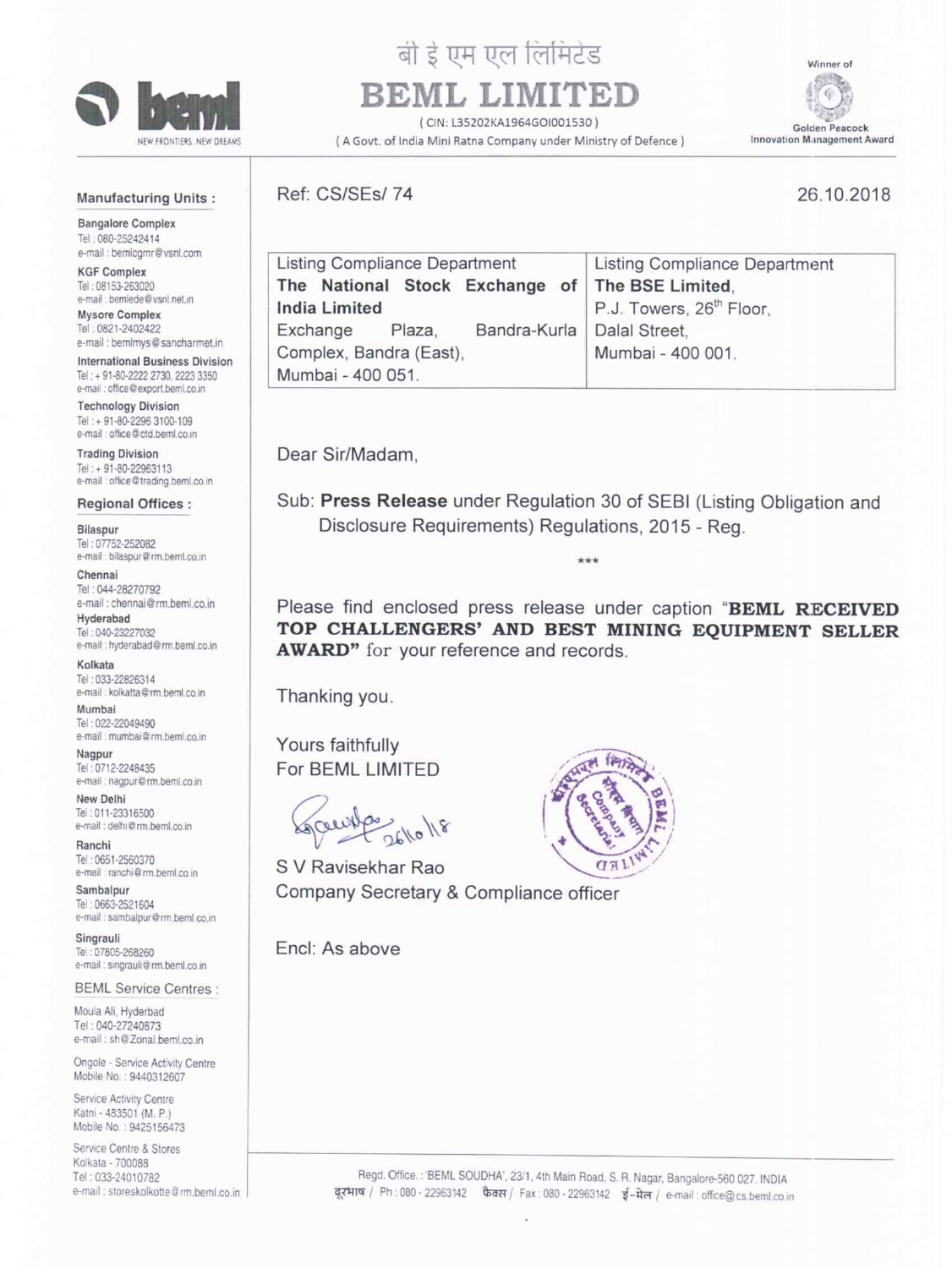# बी इ एम एल लिमिटेड

# BEML LIMITED

( CIN: L35202KA1964GOI001530 )

( A Govt. of India Mini Ratna Company under Ministry of Defence )

Winner of Golden Peacock Innovation Management Award

**Manufacturing Units :**

**Bangalore Complex**
Tel : 080-25242414
e-mail : bemlcgmr@vsnl.com

**KGF Complex**
Tel : 08153-263020
e-mail : bemlede@vsnl.net.in

**Mysore Complex**
Tel : 0821-2402422
e-mail : bemlmys@sancharmet.in

**International Business Division**
Tel : + 91-80-2222 2730, 2223 3350
e-mail : office@export.beml.co.in

**Technology Division**
Tel : + 91-80-2296 3100-109
e-mail : office@ctd.beml.co.in

**Trading Division**
Tel : + 91-80-22963113
e-mail : office@trading.beml.co.in

**Regional Offices :**

**Bilaspur**
Tel : 07752-252082
e-mail : bilaspur@rm.beml.co.in

**Chennai**
Tel : 044-28270792
e-mail : chennai@rm.beml.co.in

**Hyderabad**
Tel : 040-23227032
e-mail : hyderabad@rm.beml.co.in

**Kolkata**
Tel : 033-22826314
e-mail : kolkatta@rm.beml.co.in

**Mumbai**
Tel : 022-22049490
e-mail : mumbai@rm.beml.co.in

**Nagpur**
Tel : 0712-2248435
e-mail : nagpur@rm.beml.co.in

**New Delhi**
Tel : 011-23316500
e-mail : delhi@rm.beml.co.in

**Ranchi**
Tel : 0651-2560370
e-mail : ranchi@rm.beml.co.in

**Sambalpur**
Tel : 0663-2521604
e-mail : sambalpur@rm.beml.co.in

**Singrauli**
Tel : 07805-268260
e-mail : singrauli@rm.beml.co.in

**BEML Service Centres :**

Moula Ali, Hyderbad
Tel : 040-27240873
e-mail : sh@Zonal.beml.co.in

Ongole - Service Activity Centre
Mobile No. : 9440312607

Service Activity Centre
Katni - 483501 (M. P.)
Mobile No. : 9425156473

Service Centre & Stores
Kolkata - 700088
Tel : 033-24010782
e-mail : storeskolkotte@rm.beml.co.in

---

Ref: CS/SEs/ 74

26.10.2018

| Listing Compliance Department<br>**The National Stock Exchange of India Limited**<br>Exchange Plaza, Bandra-Kurla Complex, Bandra (East),<br>Mumbai - 400 051. | Listing Compliance Department<br>**The BSE Limited**,<br>P.J. Towers, 26th Floor,<br>Dalal Street,<br>Mumbai - 400 001. |
|---|---|

Dear Sir/Madam,

Sub: **Press Release** under Regulation 30 of SEBI (Listing Obligation and Disclosure Requirements) Regulations, 2015 - Reg.

\*\*\*

Please find enclosed press release under caption "**BEML RECEIVED TOP CHALLENGERS' AND BEST MINING EQUIPMENT SELLER AWARD**" for your reference and records.

Thanking you.

Yours faithfully
For BEML LIMITED

26/10/18

S V Ravisekhar Rao
Company Secretary & Compliance officer

Encl: As above

Regd. Office. : 'BEML SOUDHA', 23/1, 4th Main Road, S. R. Nagar, Bangalore-560 027. INDIA
दूरभाष / Ph : 080 - 22963142 फैक्स / Fax : 080 - 22963142 ई-मेल / e-mail : office@cs.beml.co.in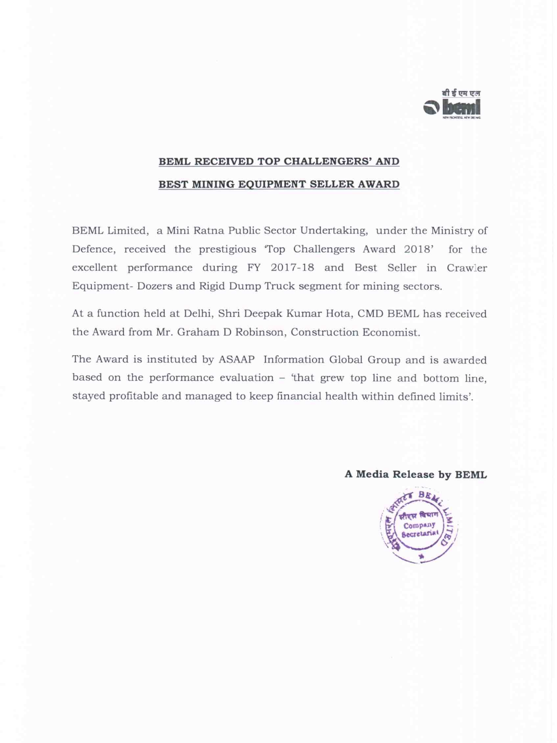## BEML RECEIVED TOP CHALLENGERS' AND BEST MINING EQUIPMENT SELLER AWARD

BEML Limited, a Mini Ratna Public Sector Undertaking, under the Ministry of Defence, received the prestigious 'Top Challengers Award 2018' for the excellent performance during FY 2017-18 and Best Seller in Crawler Equipment- Dozers and Rigid Dump Truck segment for mining sectors.

At a function held at Delhi, Shri Deepak Kumar Hota, CMD BEML has received the Award from Mr. Graham D Robinson, Construction Economist.

The Award is instituted by ASAAP Information Global Group and is awarded based on the performance evaluation – 'that grew top line and bottom line, stayed profitable and managed to keep financial health within defined limits'.

**A Media Release by BEML**